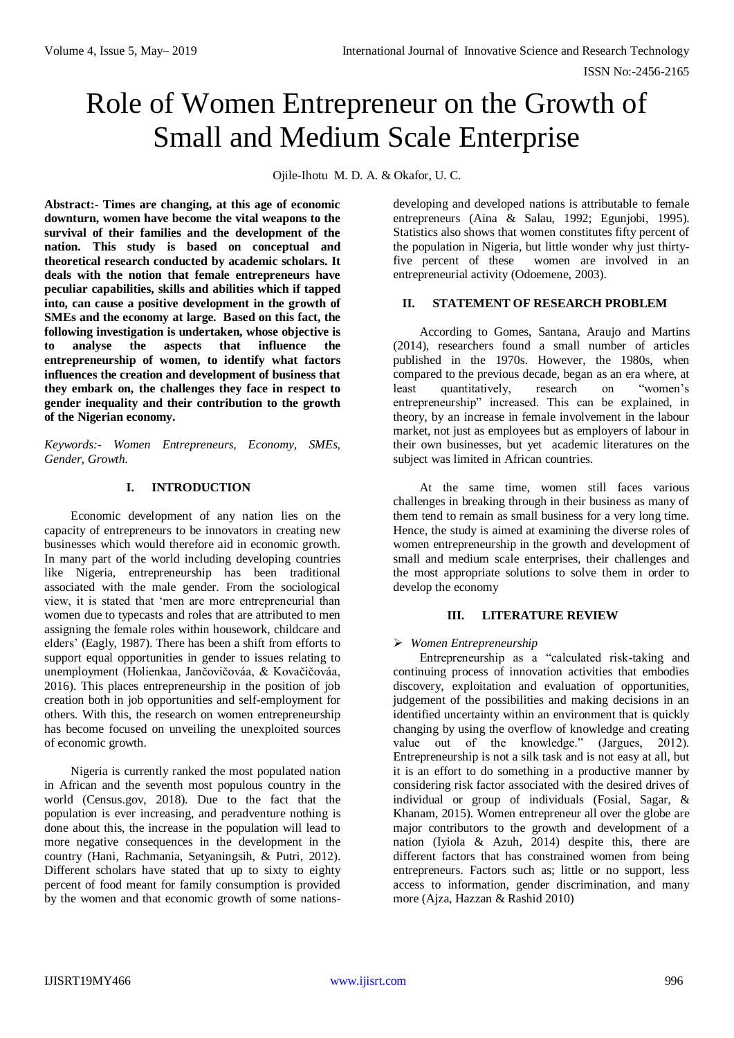# Role of Women Entrepreneur on the Growth of Small and Medium Scale Enterprise

Ojile-Ihotu M. D. A. & Okafor, U. C.

**Abstract:- Times are changing, at this age of economic downturn, women have become the vital weapons to the survival of their families and the development of the nation. This study is based on conceptual and theoretical research conducted by academic scholars. It deals with the notion that female entrepreneurs have peculiar capabilities, skills and abilities which if tapped into, can cause a positive development in the growth of SMEs and the economy at large. Based on this fact, the following investigation is undertaken, whose objective is to analyse the aspects that influence the entrepreneurship of women, to identify what factors influences the creation and development of business that they embark on, the challenges they face in respect to gender inequality and their contribution to the growth of the Nigerian economy.**

*Keywords:- Women Entrepreneurs, Economy, SMEs, Gender, Growth.*

## I. INTRODUCTION

Economic development of any nation lies on the capacity of entrepreneurs to be innovators in creating new businesses which would therefore aid in economic growth. In many part of the world including developing countries like Nigeria, entrepreneurship has been traditional associated with the male gender. From the sociological view, it is stated that 'men are more entrepreneurial than women due to typecasts and roles that are attributed to men assigning the female roles within housework, childcare and elders' (Eagly, 1987). There has been a shift from efforts to support equal opportunities in gender to issues relating to unemployment (Holienkaa, Jančovičováa, & Kovačičováa, 2016). This places entrepreneurship in the position of job creation both in job opportunities and self-employment for others. With this, the research on women entrepreneurship has become focused on unveiling the unexploited sources of economic growth.

Nigeria is currently ranked the most populated nation in African and the seventh most populous country in the world (Census.gov, 2018). Due to the fact that the population is ever increasing, and peradventure nothing is done about this, the increase in the population will lead to more negative consequences in the development in the country (Hani, Rachmania, Setyaningsih, & Putri, 2012). Different scholars have stated that up to sixty to eighty percent of food meant for family consumption is provided by the women and that economic growth of some nations-developing and developed nations is attributable to female entrepreneurs (Aina & Salau, 1992; Egunjobi, 1995). Statistics also shows that women constitutes fifty percent of the population in Nigeria, but little wonder why just thirty-five percent of these women are involved in an entrepreneurial activity (Odoemene, 2003).

## II. STATEMENT OF RESEARCH PROBLEM

According to Gomes, Santana, Araujo and Martins (2014), researchers found a small number of articles published in the 1970s. However, the 1980s, when compared to the previous decade, began as an era where, at least quantitatively, research on "women's entrepreneurship" increased. This can be explained, in theory, by an increase in female involvement in the labour market, not just as employees but as employers of labour in their own businesses, but yet academic literatures on the subject was limited in African countries.

At the same time, women still faces various challenges in breaking through in their business as many of them tend to remain as small business for a very long time. Hence, the study is aimed at examining the diverse roles of women entrepreneurship in the growth and development of small and medium scale enterprises, their challenges and the most appropriate solutions to solve them in order to develop the economy

## III. LITERATURE REVIEW

➢ *Women Entrepreneurship*

Entrepreneurship as a "calculated risk-taking and continuing process of innovation activities that embodies discovery, exploitation and evaluation of opportunities, judgement of the possibilities and making decisions in an identified uncertainty within an environment that is quickly changing by using the overflow of knowledge and creating value out of the knowledge." (Jargues, 2012). Entrepreneurship is not a silk task and is not easy at all, but it is an effort to do something in a productive manner by considering risk factor associated with the desired drives of individual or group of individuals (Fosial, Sagar, & Khanam, 2015). Women entrepreneur all over the globe are major contributors to the growth and development of a nation (Iyiola & Azuh, 2014) despite this, there are different factors that has constrained women from being entrepreneurs. Factors such as; little or no support, less access to information, gender discrimination, and many more (Ajza, Hazzan & Rashid 2010)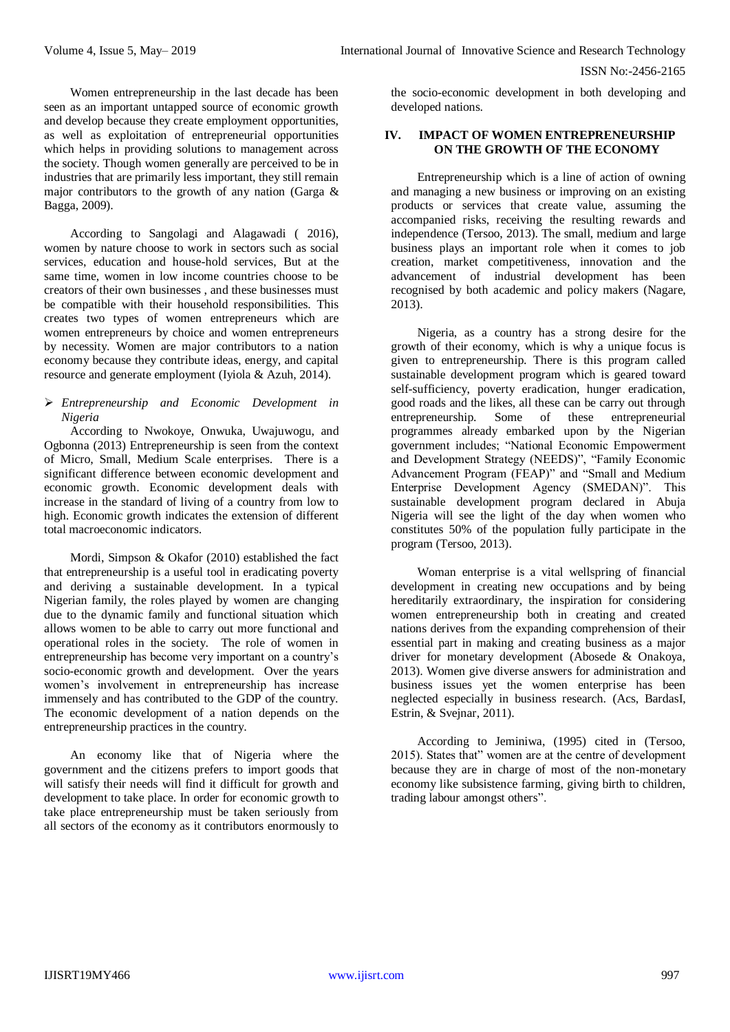Women entrepreneurship in the last decade has been seen as an important untapped source of economic growth and develop because they create employment opportunities, as well as exploitation of entrepreneurial opportunities which helps in providing solutions to management across the society. Though women generally are perceived to be in industries that are primarily less important, they still remain major contributors to the growth of any nation (Garga & Bagga, 2009).

According to Sangolagi and Alagawadi ( 2016), women by nature choose to work in sectors such as social services, education and house-hold services, But at the same time, women in low income countries choose to be creators of their own businesses , and these businesses must be compatible with their household responsibilities. This creates two types of women entrepreneurs which are women entrepreneurs by choice and women entrepreneurs by necessity. Women are major contributors to a nation economy because they contribute ideas, energy, and capital resource and generate employment (Iyiola & Azuh, 2014).

- *Entrepreneurship and Economic Development in Nigeria*

According to Nwokoye, Onwuka, Uwajuwogu, and Ogbonna (2013) Entrepreneurship is seen from the context of Micro, Small, Medium Scale enterprises. There is a significant difference between economic development and economic growth. Economic development deals with increase in the standard of living of a country from low to high. Economic growth indicates the extension of different total macroeconomic indicators.

Mordi, Simpson & Okafor (2010) established the fact that entrepreneurship is a useful tool in eradicating poverty and deriving a sustainable development. In a typical Nigerian family, the roles played by women are changing due to the dynamic family and functional situation which allows women to be able to carry out more functional and operational roles in the society. The role of women in entrepreneurship has become very important on a country's socio-economic growth and development. Over the years women's involvement in entrepreneurship has increase immensely and has contributed to the GDP of the country. The economic development of a nation depends on the entrepreneurship practices in the country.

An economy like that of Nigeria where the government and the citizens prefers to import goods that will satisfy their needs will find it difficult for growth and development to take place. In order for economic growth to take place entrepreneurship must be taken seriously from all sectors of the economy as it contributors enormously to the socio-economic development in both developing and developed nations.

## IV. IMPACT OF WOMEN ENTREPRENEURSHIP ON THE GROWTH OF THE ECONOMY

Entrepreneurship which is a line of action of owning and managing a new business or improving on an existing products or services that create value, assuming the accompanied risks, receiving the resulting rewards and independence (Tersoo, 2013). The small, medium and large business plays an important role when it comes to job creation, market competitiveness, innovation and the advancement of industrial development has been recognised by both academic and policy makers (Nagare, 2013).

Nigeria, as a country has a strong desire for the growth of their economy, which is why a unique focus is given to entrepreneurship. There is this program called sustainable development program which is geared toward self-sufficiency, poverty eradication, hunger eradication, good roads and the likes, all these can be carry out through entrepreneurship. Some of these entrepreneurial programmes already embarked upon by the Nigerian government includes; "National Economic Empowerment and Development Strategy (NEEDS)", "Family Economic Advancement Program (FEAP)" and "Small and Medium Enterprise Development Agency (SMEDAN)". This sustainable development program declared in Abuja Nigeria will see the light of the day when women who constitutes 50% of the population fully participate in the program (Tersoo, 2013).

Woman enterprise is a vital wellspring of financial development in creating new occupations and by being hereditarily extraordinary, the inspiration for considering women entrepreneurship both in creating and created nations derives from the expanding comprehension of their essential part in making and creating business as a major driver for monetary development (Abosede & Onakoya, 2013). Women give diverse answers for administration and business issues yet the women enterprise has been neglected especially in business research. (Acs, BardasI, Estrin, & Svejnar, 2011).

According to Jeminiwa, (1995) cited in (Tersoo, 2015). States that" women are at the centre of development because they are in charge of most of the non-monetary economy like subsistence farming, giving birth to children, trading labour amongst others".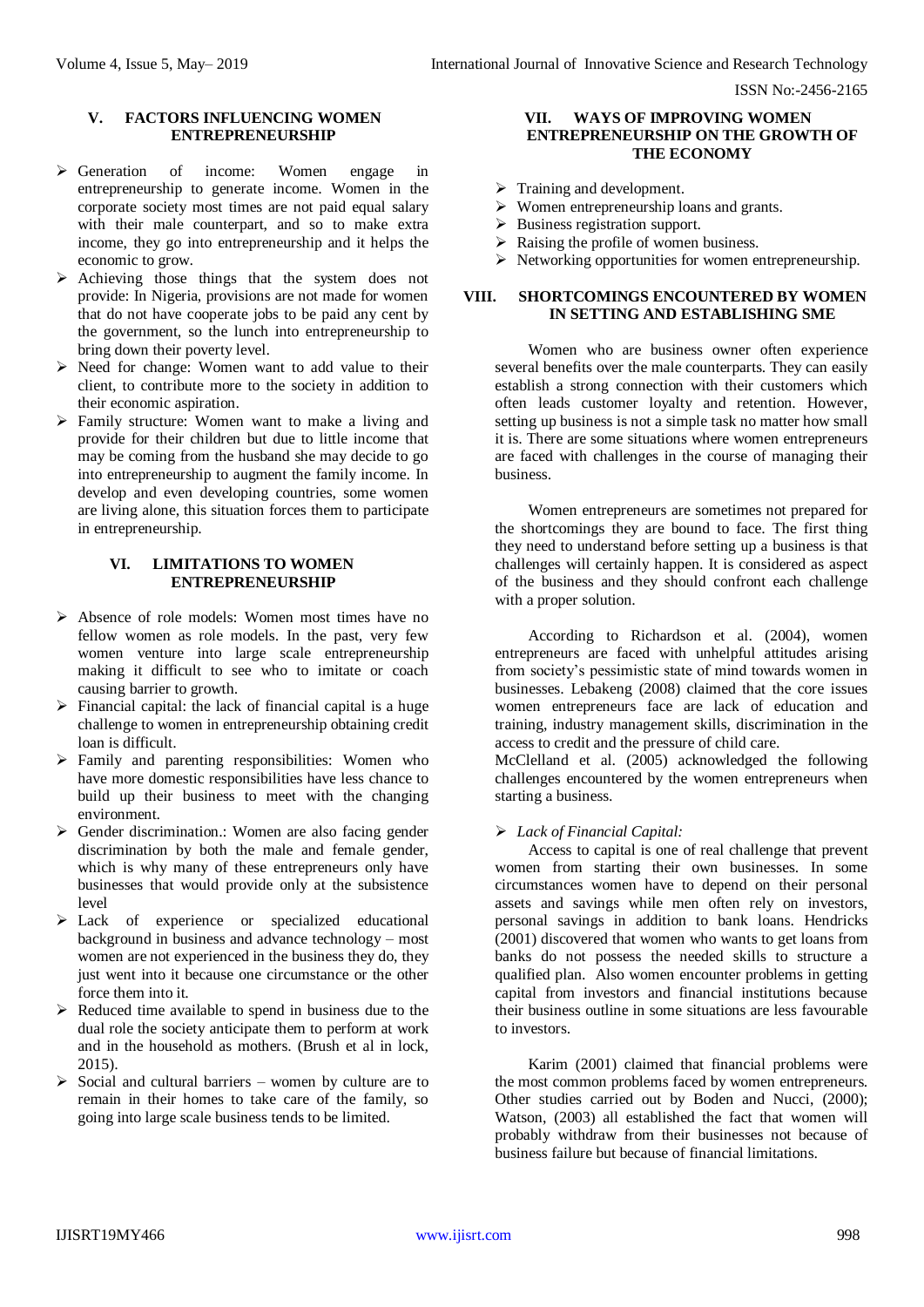## V. FACTORS INFLUENCING WOMEN ENTREPRENEURSHIP

- Generation of income: Women engage in entrepreneurship to generate income. Women in the corporate society most times are not paid equal salary with their male counterpart, and so to make extra income, they go into entrepreneurship and it helps the economic to grow.
- Achieving those things that the system does not provide: In Nigeria, provisions are not made for women that do not have cooperate jobs to be paid any cent by the government, so the lunch into entrepreneurship to bring down their poverty level.
- Need for change: Women want to add value to their client, to contribute more to the society in addition to their economic aspiration.
- Family structure: Women want to make a living and provide for their children but due to little income that may be coming from the husband she may decide to go into entrepreneurship to augment the family income. In develop and even developing countries, some women are living alone, this situation forces them to participate in entrepreneurship.

## VI. LIMITATIONS TO WOMEN ENTREPRENEURSHIP

- Absence of role models: Women most times have no fellow women as role models. In the past, very few women venture into large scale entrepreneurship making it difficult to see who to imitate or coach causing barrier to growth.
- Financial capital: the lack of financial capital is a huge challenge to women in entrepreneurship obtaining credit loan is difficult.
- Family and parenting responsibilities: Women who have more domestic responsibilities have less chance to build up their business to meet with the changing environment.
- Gender discrimination.: Women are also facing gender discrimination by both the male and female gender, which is why many of these entrepreneurs only have businesses that would provide only at the subsistence level
- Lack of experience or specialized educational background in business and advance technology – most women are not experienced in the business they do, they just went into it because one circumstance or the other force them into it.
- Reduced time available to spend in business due to the dual role the society anticipate them to perform at work and in the household as mothers. (Brush et al in lock, 2015).
- Social and cultural barriers – women by culture are to remain in their homes to take care of the family, so going into large scale business tends to be limited.

## VII. WAYS OF IMPROVING WOMEN ENTREPRENEURSHIP ON THE GROWTH OF THE ECONOMY

- Training and development.
- Women entrepreneurship loans and grants.
- Business registration support.
- Raising the profile of women business.
- Networking opportunities for women entrepreneurship.

## VIII. SHORTCOMINGS ENCOUNTERED BY WOMEN IN SETTING AND ESTABLISHING SME

Women who are business owner often experience several benefits over the male counterparts. They can easily establish a strong connection with their customers which often leads customer loyalty and retention. However, setting up business is not a simple task no matter how small it is. There are some situations where women entrepreneurs are faced with challenges in the course of managing their business.

Women entrepreneurs are sometimes not prepared for the shortcomings they are bound to face. The first thing they need to understand before setting up a business is that challenges will certainly happen. It is considered as aspect of the business and they should confront each challenge with a proper solution.

According to Richardson et al. (2004), women entrepreneurs are faced with unhelpful attitudes arising from society's pessimistic state of mind towards women in businesses. Lebakeng (2008) claimed that the core issues women entrepreneurs face are lack of education and training, industry management skills, discrimination in the access to credit and the pressure of child care.
McClelland et al. (2005) acknowledged the following challenges encountered by the women entrepreneurs when starting a business.

- *Lack of Financial Capital:*

Access to capital is one of real challenge that prevent women from starting their own businesses. In some circumstances women have to depend on their personal assets and savings while men often rely on investors, personal savings in addition to bank loans. Hendricks (2001) discovered that women who wants to get loans from banks do not possess the needed skills to structure a qualified plan. Also women encounter problems in getting capital from investors and financial institutions because their business outline in some situations are less favourable to investors.

Karim (2001) claimed that financial problems were the most common problems faced by women entrepreneurs. Other studies carried out by Boden and Nucci, (2000); Watson, (2003) all established the fact that women will probably withdraw from their businesses not because of business failure but because of financial limitations.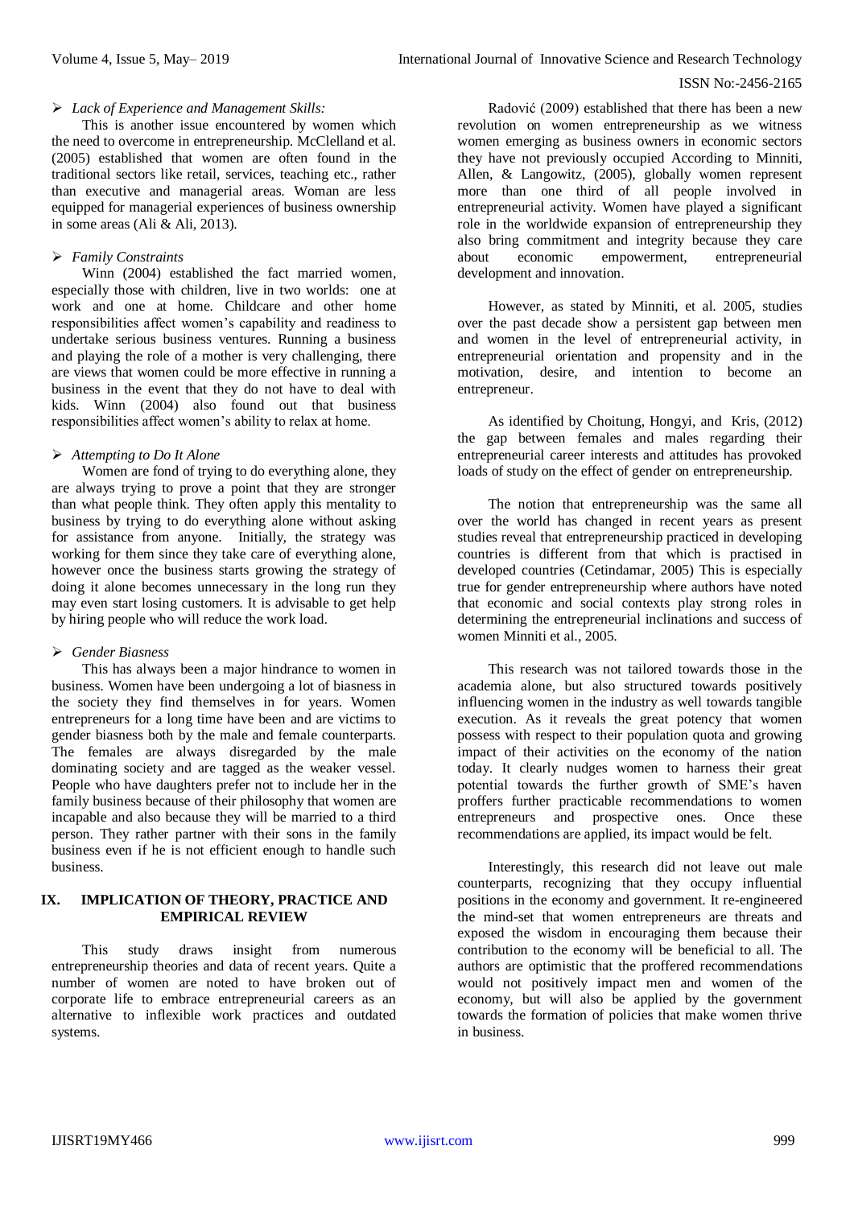- *Lack of Experience and Management Skills:*

This is another issue encountered by women which the need to overcome in entrepreneurship. McClelland et al. (2005) established that women are often found in the traditional sectors like retail, services, teaching etc., rather than executive and managerial areas. Woman are less equipped for managerial experiences of business ownership in some areas (Ali & Ali, 2013).

- *Family Constraints*

Winn (2004) established the fact married women, especially those with children, live in two worlds: one at work and one at home. Childcare and other home responsibilities affect women's capability and readiness to undertake serious business ventures. Running a business and playing the role of a mother is very challenging, there are views that women could be more effective in running a business in the event that they do not have to deal with kids. Winn (2004) also found out that business responsibilities affect women's ability to relax at home.

- *Attempting to Do It Alone*

Women are fond of trying to do everything alone, they are always trying to prove a point that they are stronger than what people think. They often apply this mentality to business by trying to do everything alone without asking for assistance from anyone. Initially, the strategy was working for them since they take care of everything alone, however once the business starts growing the strategy of doing it alone becomes unnecessary in the long run they may even start losing customers. It is advisable to get help by hiring people who will reduce the work load.

- *Gender Biasness*

This has always been a major hindrance to women in business. Women have been undergoing a lot of biasness in the society they find themselves in for years. Women entrepreneurs for a long time have been and are victims to gender biasness both by the male and female counterparts. The females are always disregarded by the male dominating society and are tagged as the weaker vessel. People who have daughters prefer not to include her in the family business because of their philosophy that women are incapable and also because they will be married to a third person. They rather partner with their sons in the family business even if he is not efficient enough to handle such business.

## IX. IMPLICATION OF THEORY, PRACTICE AND EMPIRICAL REVIEW

This study draws insight from numerous entrepreneurship theories and data of recent years. Quite a number of women are noted to have broken out of corporate life to embrace entrepreneurial careers as an alternative to inflexible work practices and outdated systems.

Radović (2009) established that there has been a new revolution on women entrepreneurship as we witness women emerging as business owners in economic sectors they have not previously occupied According to Minniti, Allen, & Langowitz, (2005), globally women represent more than one third of all people involved in entrepreneurial activity. Women have played a significant role in the worldwide expansion of entrepreneurship they also bring commitment and integrity because they care about economic empowerment, entrepreneurial development and innovation.

However, as stated by Minniti, et al. 2005, studies over the past decade show a persistent gap between men and women in the level of entrepreneurial activity, in entrepreneurial orientation and propensity and in the motivation, desire, and intention to become an entrepreneur.

As identified by Choitung, Hongyi, and Kris, (2012) the gap between females and males regarding their entrepreneurial career interests and attitudes has provoked loads of study on the effect of gender on entrepreneurship.

The notion that entrepreneurship was the same all over the world has changed in recent years as present studies reveal that entrepreneurship practiced in developing countries is different from that which is practised in developed countries (Cetindamar, 2005) This is especially true for gender entrepreneurship where authors have noted that economic and social contexts play strong roles in determining the entrepreneurial inclinations and success of women Minniti et al., 2005.

This research was not tailored towards those in the academia alone, but also structured towards positively influencing women in the industry as well towards tangible execution. As it reveals the great potency that women possess with respect to their population quota and growing impact of their activities on the economy of the nation today. It clearly nudges women to harness their great potential towards the further growth of SME's haven proffers further practicable recommendations to women entrepreneurs and prospective ones. Once these recommendations are applied, its impact would be felt.

Interestingly, this research did not leave out male counterparts, recognizing that they occupy influential positions in the economy and government. It re-engineered the mind-set that women entrepreneurs are threats and exposed the wisdom in encouraging them because their contribution to the economy will be beneficial to all. The authors are optimistic that the proffered recommendations would not positively impact men and women of the economy, but will also be applied by the government towards the formation of policies that make women thrive in business.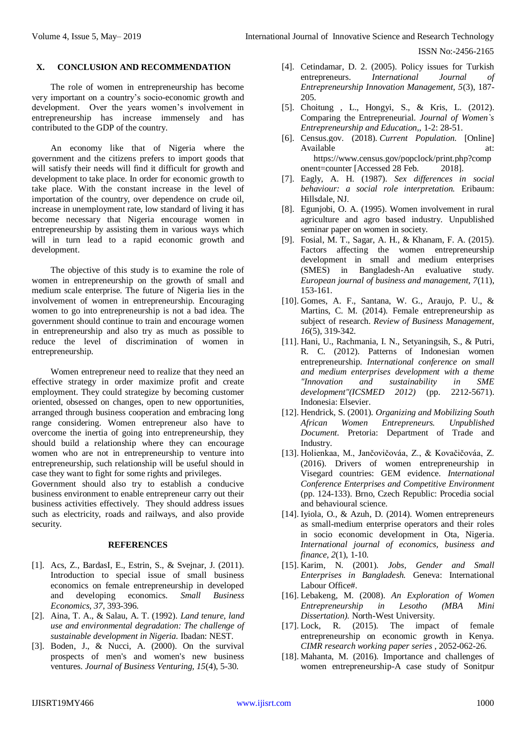## X. CONCLUSION AND RECOMMENDATION

The role of women in entrepreneurship has become very important on a country's socio-economic growth and development. Over the years women's involvement in entrepreneurship has increase immensely and has contributed to the GDP of the country.

An economy like that of Nigeria where the government and the citizens prefers to import goods that will satisfy their needs will find it difficult for growth and development to take place. In order for economic growth to take place. With the constant increase in the level of importation of the country, over dependence on crude oil, increase in unemployment rate, low standard of living it has become necessary that Nigeria encourage women in entrepreneurship by assisting them in various ways which will in turn lead to a rapid economic growth and development.

The objective of this study is to examine the role of women in entrepreneurship on the growth of small and medium scale enterprise. The future of Nigeria lies in the involvement of women in entrepreneurship. Encouraging women to go into entrepreneurship is not a bad idea. The government should continue to train and encourage women in entrepreneurship and also try as much as possible to reduce the level of discrimination of women in entrepreneurship.

Women entrepreneur need to realize that they need an effective strategy in order maximize profit and create employment. They could strategize by becoming customer oriented, obsessed on changes, open to new opportunities, arranged through business cooperation and embracing long range considering. Women entrepreneur also have to overcome the inertia of going into entrepreneurship, they should build a relationship where they can encourage women who are not in entrepreneurship to venture into entrepreneurship, such relationship will be useful should in case they want to fight for some rights and privileges.

Government should also try to establish a conducive business environment to enable entrepreneur carry out their business activities effectively. They should address issues such as electricity, roads and railways, and also provide security.

## REFERENCES

[1]. Acs, Z., BardasI, E., Estrin, S., & Svejnar, J. (2011). Introduction to special issue of small business economics on female entrepreneurship in developed and developing economics. *Small Business Economics, 37*, 393-396.

[2]. Aina, T. A., & Salau, A. T. (1992). *Land tenure, land use and environmental degradation: The challenge of sustainable development in Nigeria.* Ibadan: NEST.

[3]. Boden, J., & Nucci, A. (2000). On the survival prospects of men's and women's new business ventures. *Journal of Business Venturing, 15*(4), 5-30.

[4]. Cetindamar, D. 2. (2005). Policy issues for Turkish entrepreneurs. *International Journal of Entrepreneurship Innovation Management, 5*(3), 187-205.

[5]. Choitung , L., Hongyi, S., & Kris, L. (2012). Comparing the Entrepreneurial. *Journal of Women`s Entrepreneurship and Education,*, 1-2: 28-51.

[6]. Census.gov. (2018). *Current Population.* [Online] Available at: https://www.census.gov/popclock/print.php?component=counter [Accessed 28 Feb. 2018].

[7]. Eagly, A. H. (1987). *Sex differences in social behaviour: a social role interpretation.* Eribaum: Hillsdale, NJ.

[8]. Egunjobi, O. A. (1995). Women involvement in rural agriculture and agro based industry. Unpublished seminar paper on women in society.

[9]. Fosial, M. T., Sagar, A. H., & Khanam, F. A. (2015). Factors affecting the women entrepreneurship development in small and medium enterprises (SMES) in Bangladesh-An evaluative study. *European journal of business and management, 7*(11), 153-161.

[10]. Gomes, A. F., Santana, W. G., Araujo, P. U., & Martins, C. M. (2014). Female entrepreneurship as subject of research. *Review of Business Management, 16*(5), 319-342.

[11]. Hani, U., Rachmania, I. N., Setyaningsih, S., & Putri, R. C. (2012). Patterns of Indonesian women entrepreneurship. *International conference on small and medium enterprises development with a theme "Innovation and sustainability in SME development"(ICSMED 2012)* (pp. 2212-5671). Indonesia: Elsevier.

[12]. Hendrick, S. (2001). *Organizing and Mobilizing South African Women Entrepreneurs. Unpublished Document.* Pretoria: Department of Trade and Industry.

[13]. Holienkaa, M., Jančovičováa, Z., & Kovačičováa, Z. (2016). Drivers of women entrepreneurship in Visegard countries: GEM evidence. *International Conference Enterprises and Competitive Environment* (pp. 124-133). Brno, Czech Republic: Procedia social and behavioural science.

[14]. Iyiola, O., & Azuh, D. (2014). Women entrepreneurs as small-medium enterprise operators and their roles in socio economic development in Ota, Nigeria. *International journal of economics, business and finance, 2*(1), 1-10.

[15]. Karim, N. (2001). *Jobs, Gender and Small Enterprises in Bangladesh.* Geneva: International Labour Office#.

[16]. Lebakeng, M. (2008). *An Exploration of Women Entrepreneurship in Lesotho (MBA Mini Dissertation).* North-West University.

[17]. Lock, R. (2015). The impact of female entrepreneurship on economic growth in Kenya. *CIMR research working paper series* , 2052-062-26.

[18]. Mahanta, M. (2016). Importance and challenges of women entrepreneurship-A case study of Sonitpur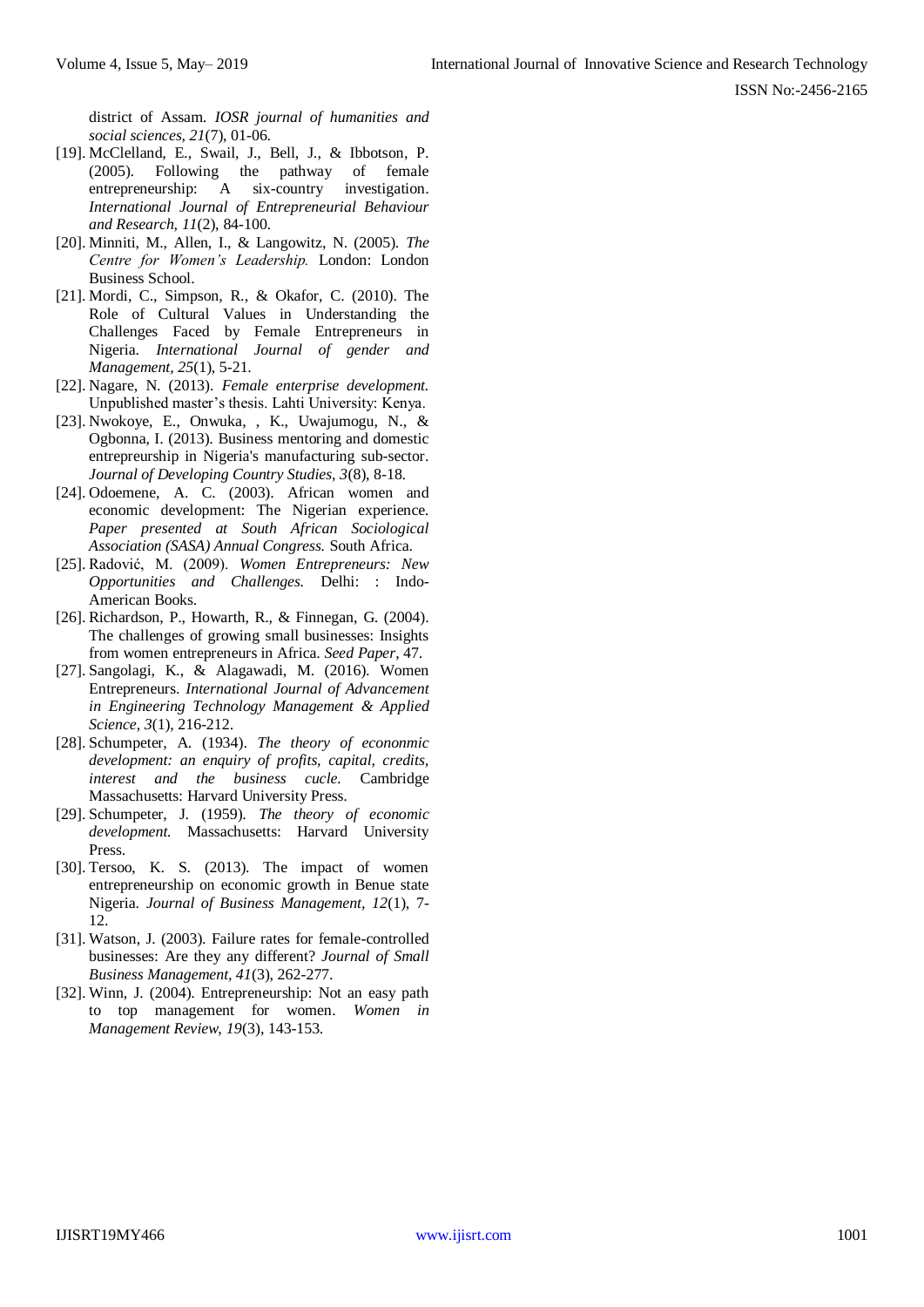district of Assam. *IOSR journal of humanities and social sciences, 21*(7), 01-06.

[19]. McClelland, E., Swail, J., Bell, J., & Ibbotson, P. (2005). Following the pathway of female entrepreneurship: A six-country investigation. *International Journal of Entrepreneurial Behaviour and Research, 11*(2), 84-100.

[20]. Minniti, M., Allen, I., & Langowitz, N. (2005). *The Centre for Women's Leadership.* London: London Business School.

[21]. Mordi, C., Simpson, R., & Okafor, C. (2010). The Role of Cultural Values in Understanding the Challenges Faced by Female Entrepreneurs in Nigeria. *International Journal of gender and Management, 25*(1), 5-21.

[22]. Nagare, N. (2013). *Female enterprise development.* Unpublished master's thesis. Lahti University: Kenya.

[23]. Nwokoye, E., Onwuka, , K., Uwajumogu, N., & Ogbonna, I. (2013). Business mentoring and domestic entrepreurship in Nigeria's manufacturing sub-sector. *Journal of Developing Country Studies, 3*(8), 8-18.

[24]. Odoemene, A. C. (2003). African women and economic development: The Nigerian experience. *Paper presented at South African Sociological Association (SASA) Annual Congress.* South Africa.

[25]. Radović, M. (2009). *Women Entrepreneurs: New Opportunities and Challenges.* Delhi: : Indo-American Books.

[26]. Richardson, P., Howarth, R., & Finnegan, G. (2004). The challenges of growing small businesses: Insights from women entrepreneurs in Africa. *Seed Paper*, 47.

[27]. Sangolagi, K., & Alagawadi, M. (2016). Women Entrepreneurs. *International Journal of Advancement in Engineering Technology Management & Applied Science, 3*(1), 216-212.

[28]. Schumpeter, A. (1934). *The theory of econonmic development: an enquiry of profits, capital, credits, interest and the business cucle.* Cambridge Massachusetts: Harvard University Press.

[29]. Schumpeter, J. (1959). *The theory of economic development.* Massachusetts: Harvard University Press.

[30]. Tersoo, K. S. (2013). The impact of women entrepreneurship on economic growth in Benue state Nigeria. *Journal of Business Management, 12*(1), 7-12.

[31]. Watson, J. (2003). Failure rates for female-controlled businesses: Are they any different? *Journal of Small Business Management, 41*(3), 262-277.

[32]. Winn, J. (2004). Entrepreneurship: Not an easy path to top management for women. *Women in Management Review, 19*(3), 143-153.